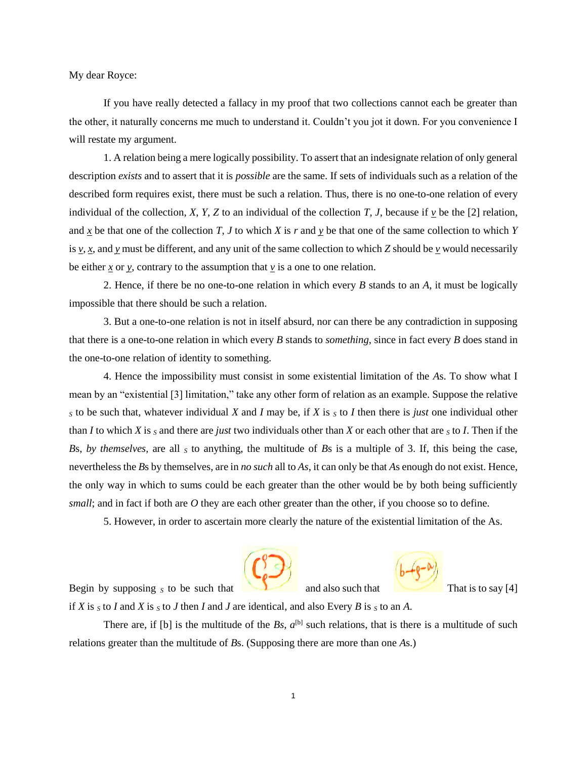My dear Royce:

If you have really detected a fallacy in my proof that two collections cannot each be greater than the other, it naturally concerns me much to understand it. Couldn't you jot it down. For you convenience I will restate my argument.

1. A relation being a mere logically possibility. To assert that an indesignate relation of only general description *exists* and to assert that it is *possible* are the same. If sets of individuals such as a relation of the described form requires exist, there must be such a relation. Thus, there is no one-to-one relation of every individual of the collection, *X*, *Y*, *Z* to an individual of the collection *T*, *J*, because if <u>*v*</u> be the [2] relation, and <u>*x*</u> be that one of the collection *T*, *J* to which *X* is *r* and <u>*y*</u> be that one of the same collection to which *Y* is <u>*v*</u>, <u>*x*</u>, and <u>*y*</u> must be different, and any unit of the same collection to which *Z* should be <u>*v*</u> would necessarily be either <u>*x*</u> or <u>*y*</u>, contrary to the assumption that <u>*v*</u> is a one to one relation.

2. Hence, if there be no one-to-one relation in which every *B* stands to an *A*, it must be logically impossible that there should be such a relation.

3. But a one-to-one relation is not in itself absurd, nor can there be any contradiction in supposing that there is a one-to-one relation in which every *B* stands to *something*, since in fact every *B* does stand in the one-to-one relation of identity to something.

4. Hence the impossibility must consist in some existential limitation of the *A*s. To show what I mean by an "existential [3] limitation," take any other form of relation as an example. Suppose the relative $_s$ to be such that, whatever individual *X* and *I* may be, if *X* is $_s$ to *I* then there is *just* one individual other than *I* to which *X* is $_s$ and there are *just* two individuals other than *X* or each other that are $_s$ to *I*. Then if the *B*s, *by themselves*, are all $_s$ to anything, the multitude of *B*s is a multiple of 3. If, this being the case, nevertheless the *B*s by themselves, are in *no such* all to *As*, it can only be that *A*s enough do not exist. Hence, the only way in which to sums could be each greater than the other would be by both being sufficiently *small*; and in fact if both are *O* they are each other greater than the other, if you choose so to define.

5. However, in order to ascertain more clearly the nature of the existential limitation of the As.

Begin by supposing $_s$ to be such that [graph] and also such that [graph] That is to say [4] if *X* is $_s$ to *I* and *X* is $_s$ to *J* then *I* and *J* are identical, and also Every *B* is $_s$ to an *A*.

There are, if [b] is the multitude of the *Bs*, $a^{[b]}$ such relations, that is there is a multitude of such relations greater than the multitude of *B*s. (Supposing there are more than one *A*s.)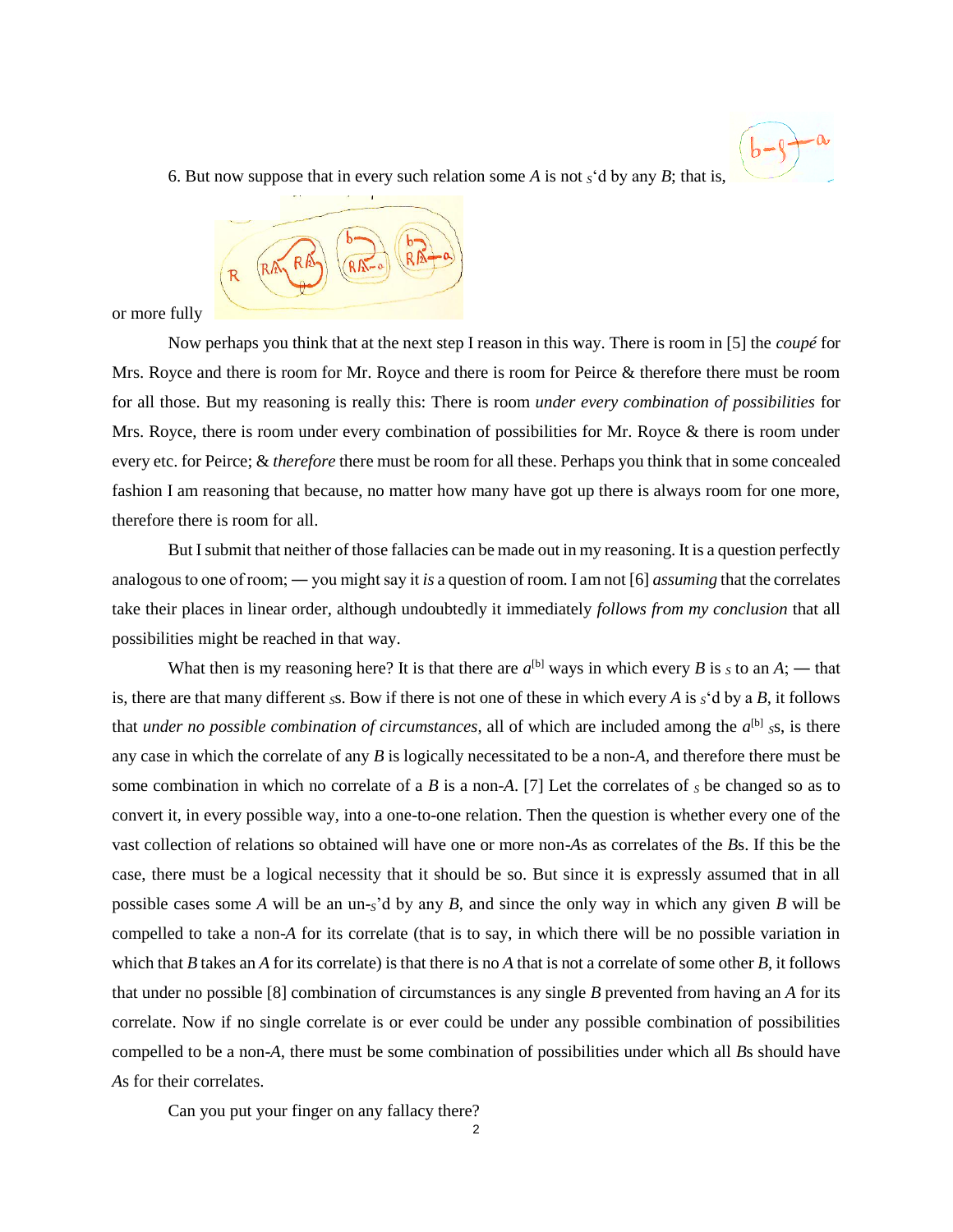6. But now suppose that in every such relation some *A* is not $_s$'d by any *B*; that is,

or more fully

Now perhaps you think that at the next step I reason in this way. There is room in [5] the *coupé* for Mrs. Royce and there is room for Mr. Royce and there is room for Peirce & therefore there must be room for all those. But my reasoning is really this: There is room *under every combination of possibilities* for Mrs. Royce, there is room under every combination of possibilities for Mr. Royce & there is room under every etc. for Peirce; & *therefore* there must be room for all these. Perhaps you think that in some concealed fashion I am reasoning that because, no matter how many have got up there is always room for one more, therefore there is room for all.

But I submit that neither of those fallacies can be made out in my reasoning. It is a question perfectly analogous to one of room; — you might say it *is* a question of room. I am not [6] *assuming* that the correlates take their places in linear order, although undoubtedly it immediately *follows from my conclusion* that all possibilities might be reached in that way.

What then is my reasoning here? It is that there are $a^{[b]}$ ways in which every *B* is $_s$ to an *A*; — that is, there are that many different $_s$s. Bow if there is not one of these in which every *A* is $_s$'d by a *B*, it follows that *under no possible combination of circumstances*, all of which are included among the $a^{[b]}$ $_s$s, is there any case in which the correlate of any *B* is logically necessitated to be a non-*A*, and therefore there must be some combination in which no correlate of a *B* is a non-*A*. [7] Let the correlates of $_s$ be changed so as to convert it, in every possible way, into a one-to-one relation. Then the question is whether every one of the vast collection of relations so obtained will have one or more non-*A*s as correlates of the *B*s. If this be the case, there must be a logical necessity that it should be so. But since it is expressly assumed that in all possible cases some *A* will be an un-$_s$'d by any *B*, and since the only way in which any given *B* will be compelled to take a non-*A* for its correlate (that is to say, in which there will be no possible variation in which that *B* takes an *A* for its correlate) is that there is no *A* that is not a correlate of some other *B*, it follows that under no possible [8] combination of circumstances is any single *B* prevented from having an *A* for its correlate. Now if no single correlate is or ever could be under any possible combination of possibilities compelled to be a non-*A*, there must be some combination of possibilities under which all *B*s should have *A*s for their correlates.

Can you put your finger on any fallacy there?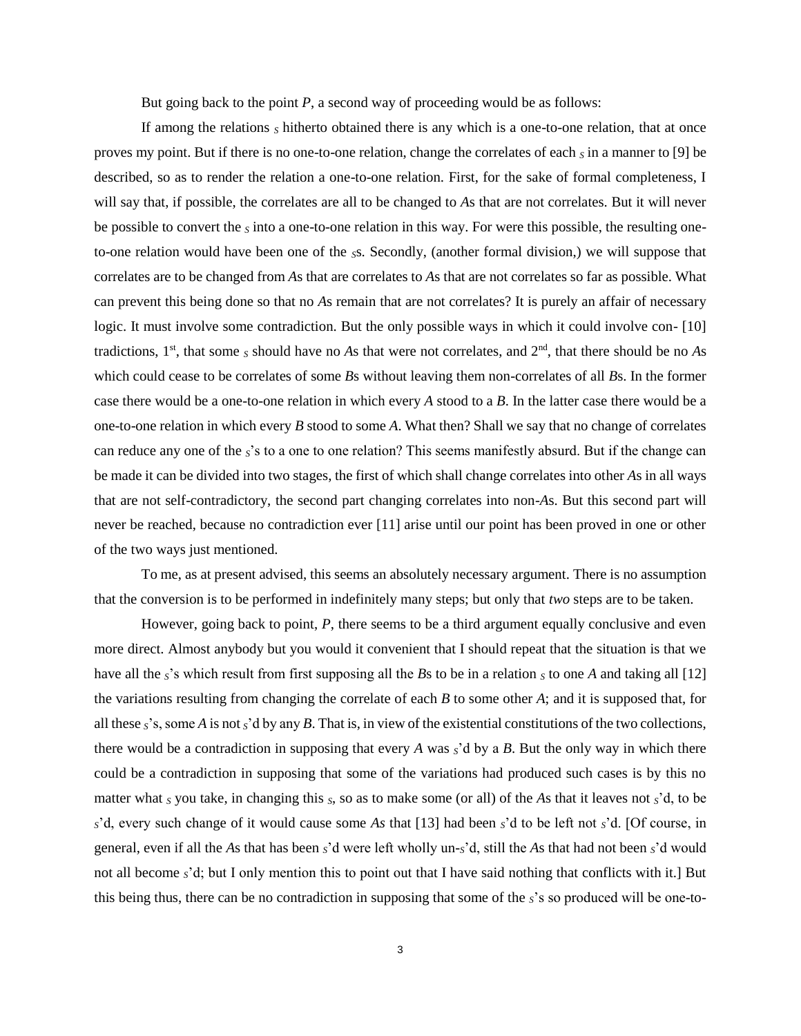But going back to the point *P*, a second way of proceeding would be as follows:

If among the relations $_S$ hitherto obtained there is any which is a one-to-one relation, that at once proves my point. But if there is no one-to-one relation, change the correlates of each $_S$ in a manner to [9] be described, so as to render the relation a one-to-one relation. First, for the sake of formal completeness, I will say that, if possible, the correlates are all to be changed to *A*s that are not correlates. But it will never be possible to convert the $_S$ into a one-to-one relation in this way. For were this possible, the resulting one-to-one relation would have been one of the $_S$s. Secondly, (another formal division,) we will suppose that correlates are to be changed from *A*s that are correlates to *A*s that are not correlates so far as possible. What can prevent this being done so that no *A*s remain that are not correlates? It is purely an affair of necessary logic. It must involve some contradiction. But the only possible ways in which it could involve con- [10] tradictions, 1st, that some $_S$ should have no *A*s that were not correlates, and 2nd, that there should be no *A*s which could cease to be correlates of some *B*s without leaving them non-correlates of all *B*s. In the former case there would be a one-to-one relation in which every *A* stood to a *B*. In the latter case there would be a one-to-one relation in which every *B* stood to some *A*. What then? Shall we say that no change of correlates can reduce any one of the $_S$'s to a one to one relation? This seems manifestly absurd. But if the change can be made it can be divided into two stages, the first of which shall change correlates into other *A*s in all ways that are not self-contradictory, the second part changing correlates into non-*A*s. But this second part will never be reached, because no contradiction ever [11] arise until our point has been proved in one or other of the two ways just mentioned.

To me, as at present advised, this seems an absolutely necessary argument. There is no assumption that the conversion is to be performed in indefinitely many steps; but only that *two* steps are to be taken.

However, going back to point, *P*, there seems to be a third argument equally conclusive and even more direct. Almost anybody but you would it convenient that I should repeat that the situation is that we have all the $_S$'s which result from first supposing all the *B*s to be in a relation $_S$ to one *A* and taking all [12] the variations resulting from changing the correlate of each *B* to some other *A*; and it is supposed that, for all these $_S$'s, some *A* is not $_S$'d by any *B*. That is, in view of the existential constitutions of the two collections, there would be a contradiction in supposing that every *A* was $_S$'d by a *B*. But the only way in which there could be a contradiction in supposing that some of the variations had produced such cases is by this no matter what $_S$ you take, in changing this $_S$, so as to make some (or all) of the *A*s that it leaves not $_S$'d, to be $_S$'d, every such change of it would cause some *As* that [13] had been $_S$'d to be left not $_S$'d. [Of course, in general, even if all the *A*s that has been $_S$'d were left wholly un-$_S$'d, still the *A*s that had not been $_S$'d would not all become $_S$'d; but I only mention this to point out that I have said nothing that conflicts with it.] But this being thus, there can be no contradiction in supposing that some of the $_S$'s so produced will be one-to-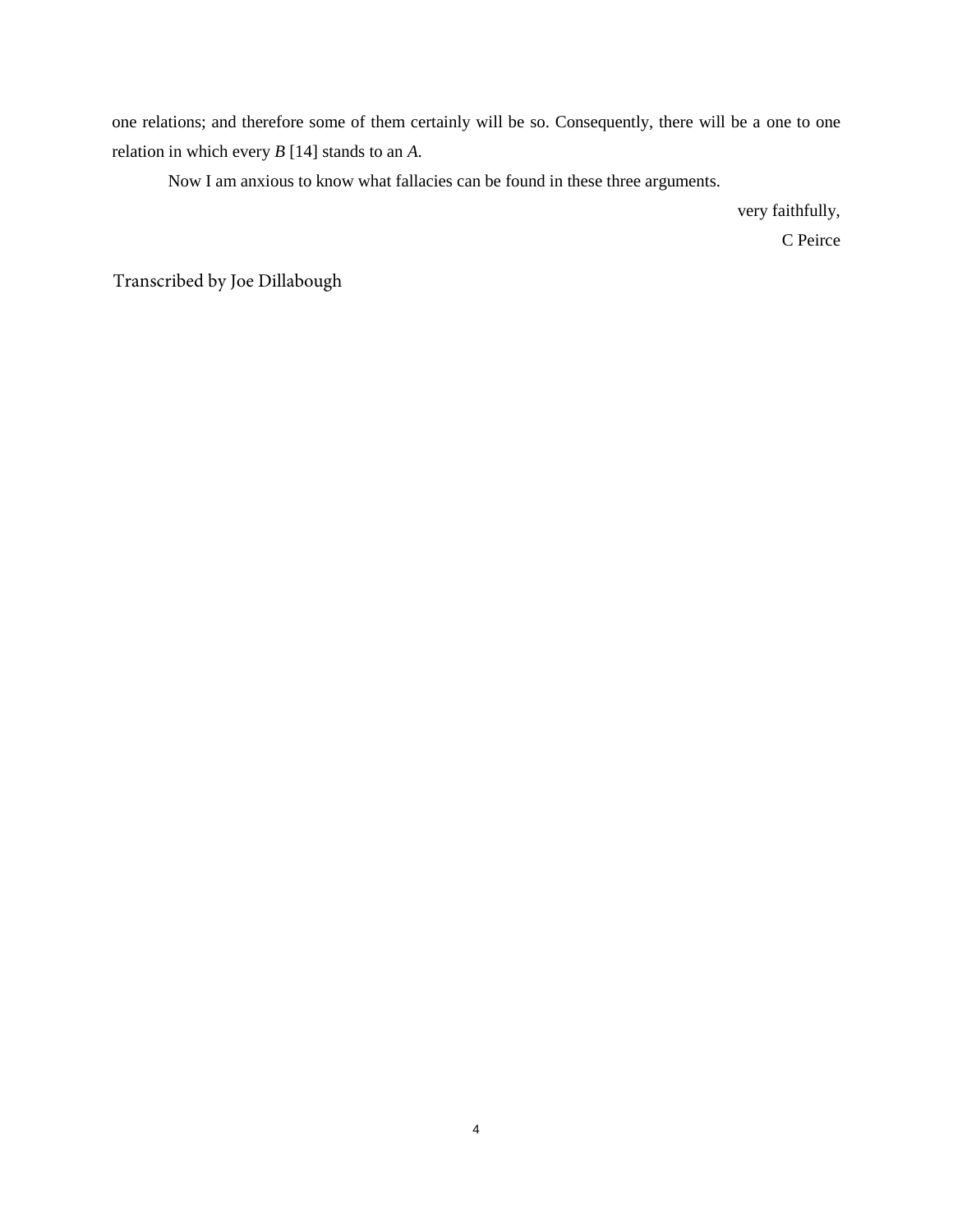one relations; and therefore some of them certainly will be so. Consequently, there will be a one to one relation in which every *B* [14] stands to an *A*.

Now I am anxious to know what fallacies can be found in these three arguments.

very faithfully,

C Peirce

Transcribed by Joe Dillabough